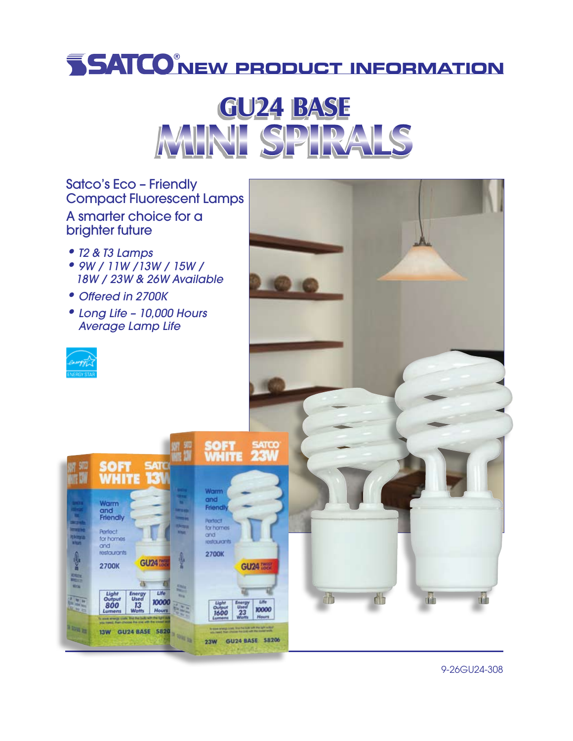# SATCO® NEW PRODUCT INFORMATION

# GU24 BASE MINI SPIRALS

## Satco's Eco – Friendly Compact Fluorescent Lamps

### A smarter choice for a brighter future

- *T2 & T3 Lamps*
- *9W / 11W / 13W / 15W / 18W / 23W & 26W Available*
- *Offered in 2700K*
- *Long Life – 10,000 Hours Average Lamp Life*

ENERGY STAR

9-26GU24-308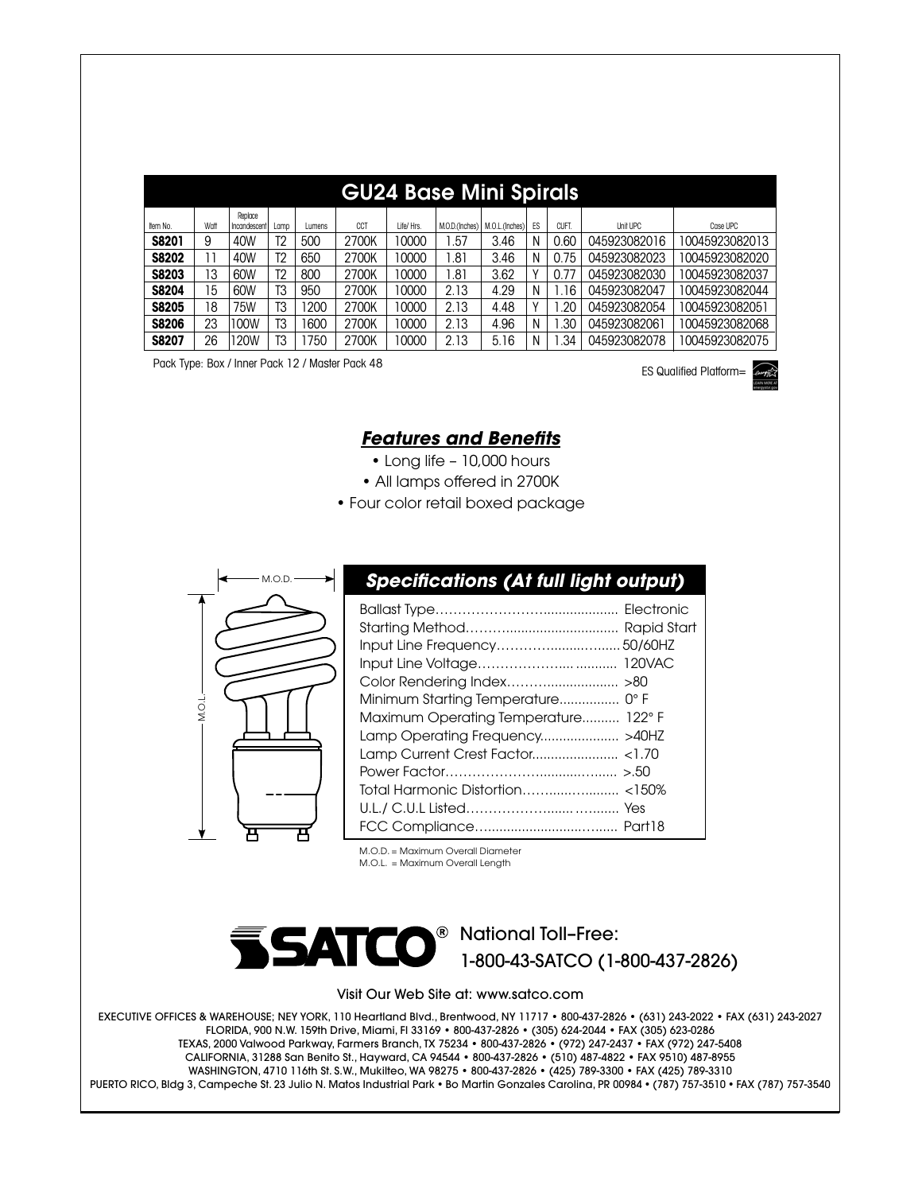## GU24 Base Mini Spirals

| Item No. | Watt | Replace Incandescent | Lamp | Lumens | CCT | Life/ Hrs. | M.O.D.(Inches) | M.O.L.(Inches) | ES | CUFT. | Unit UPC | Case UPC |
|---|---|---|---|---|---|---|---|---|---|---|---|---|
| **S8201** | 9 | 40W | T2 | 500 | 2700K | 10000 | 1.57 | 3.46 | N | 0.60 | 045923082016 | 10045923082013 |
| **S8202** | 11 | 40W | T2 | 650 | 2700K | 10000 | 1.81 | 3.46 | N | 0.75 | 045923082023 | 10045923082020 |
| **S8203** | 13 | 60W | T2 | 800 | 2700K | 10000 | 1.81 | 3.62 | Y | 0.77 | 045923082030 | 10045923082037 |
| **S8204** | 15 | 60W | T3 | 950 | 2700K | 10000 | 2.13 | 4.29 | N | 1.16 | 045923082047 | 10045923082044 |
| **S8205** | 18 | 75W | T3 | 1200 | 2700K | 10000 | 2.13 | 4.48 | Y | 1.20 | 045923082054 | 10045923082051 |
| **S8206** | 23 | 100W | T3 | 1600 | 2700K | 10000 | 2.13 | 4.96 | N | 1.30 | 045923082061 | 10045923082068 |
| **S8207** | 26 | 120W | T3 | 1750 | 2700K | 10000 | 2.13 | 5.16 | N | 1.34 | 045923082078 | 10045923082075 |

Pack Type: Box / Inner Pack 12 / Master Pack 48

ES Qualified Platform=

### *Features and Benefits*

- Long life – 10,000 hours
- All lamps offered in 2700K
- Four color retail boxed package

M.O.D.

M.O.L.

### *Specifications (At full light output)*

| | |
|---|---|
| Ballast Type | Electronic |
| Starting Method | Rapid Start |
| Input Line Frequency | 50/60HZ |
| Input Line Voltage | 120VAC |
| Color Rendering Index | >80 |
| Minimum Starting Temperature | 0° F |
| Maximum Operating Temperature | 122° F |
| Lamp Operating Frequency | >40HZ |
| Lamp Current Crest Factor | <1.70 |
| Power Factor | >.50 |
| Total Harmonic Distortion | <150% |
| U.L./ C.U.L Listed | Yes |
| FCC Compliance | Part18 |

M.O.D. = Maximum Overall Diameter
M.O.L. = Maximum Overall Length

SATCO® National Toll-Free: 1-800-43-SATCO (1-800-437-2826)

Visit Our Web Site at: www.satco.com

EXECUTIVE OFFICES & WAREHOUSE; NEY YORK, 110 Heartland Blvd., Brentwood, NY 11717 • 800-437-2826 • (631) 243-2022 • FAX (631) 243-2027
FLORIDA, 900 N.W. 159th Drive, Miami, Fl 33169 • 800-437-2826 • (305) 624-2044 • FAX (305) 623-0286
TEXAS, 2000 Valwood Parkway, Farmers Branch, TX 75234 • 800-437-2826 • (972) 247-2437 • FAX (972) 247-5408
CALIFORNIA, 31288 San Benito St., Hayward, CA 94544 • 800-437-2826 • (510) 487-4822 • FAX 9510) 487-8955
WASHINGTON, 4710 116th St. S.W., Mukilteo, WA 98275 • 800-437-2826 • (425) 789-3300 • FAX (425) 789-3310
PUERTO RICO, Bldg 3, Campeche St. 23 Julio N. Matos Industrial Park • Bo Martin Gonzales Carolina, PR 00984 • (787) 757-3510 • FAX (787) 757-3540